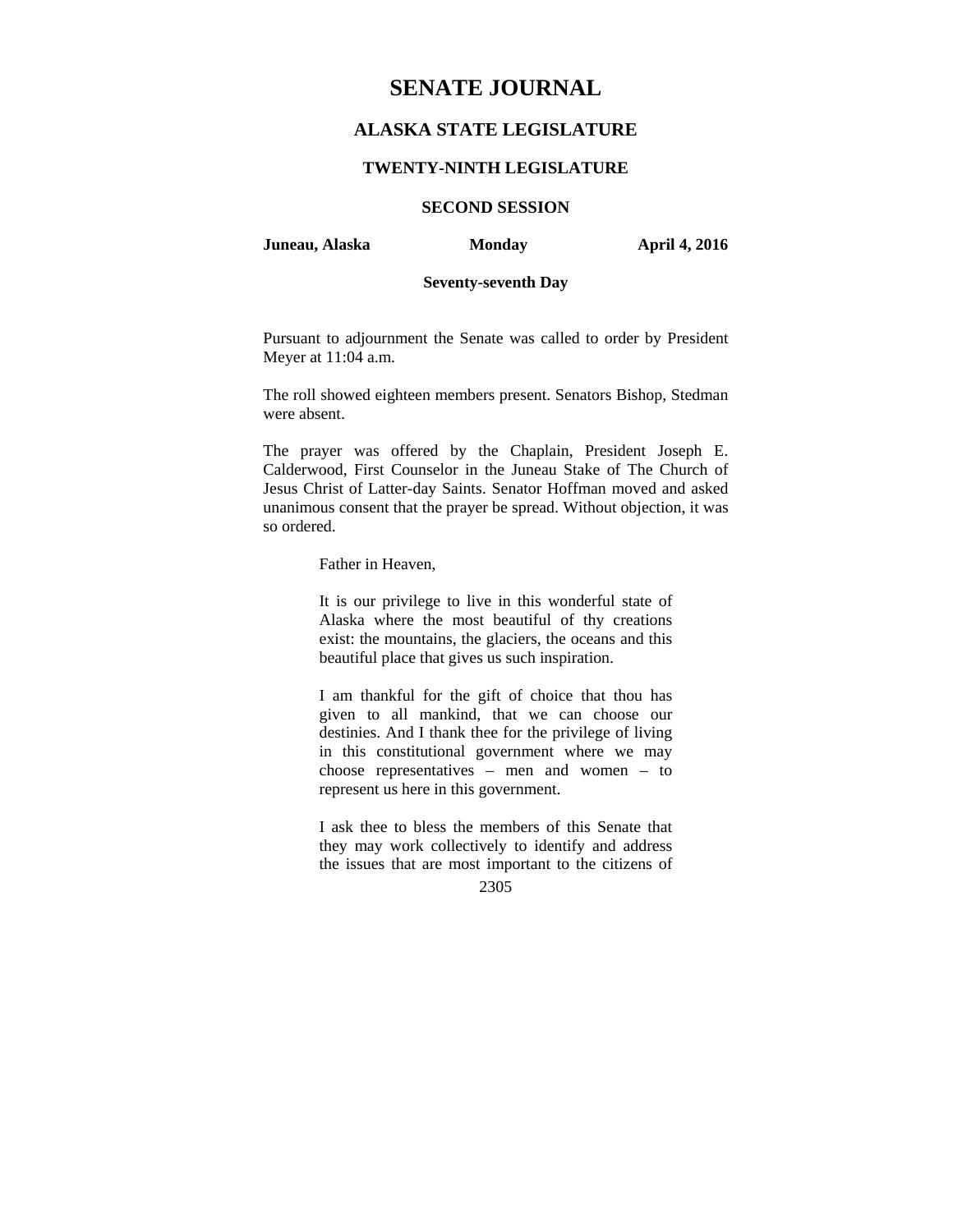# SENATE JOURNAL

## ALASKA STATE LEGISLATURE

### TWENTY-NINTH LEGISLATURE

### SECOND SESSION

**Juneau, Alaska** **Monday** **April 4, 2016**

**Seventy-seventh Day**

Pursuant to adjournment the Senate was called to order by President Meyer at 11:04 a.m.

The roll showed eighteen members present. Senators Bishop, Stedman were absent.

The prayer was offered by the Chaplain, President Joseph E. Calderwood, First Counselor in the Juneau Stake of The Church of Jesus Christ of Latter-day Saints. Senator Hoffman moved and asked unanimous consent that the prayer be spread. Without objection, it was so ordered.

> Father in Heaven,
>
> It is our privilege to live in this wonderful state of Alaska where the most beautiful of thy creations exist: the mountains, the glaciers, the oceans and this beautiful place that gives us such inspiration.
>
> I am thankful for the gift of choice that thou has given to all mankind, that we can choose our destinies. And I thank thee for the privilege of living in this constitutional government where we may choose representatives – men and women – to represent us here in this government.
>
> I ask thee to bless the members of this Senate that they may work collectively to identify and address the issues that are most important to the citizens of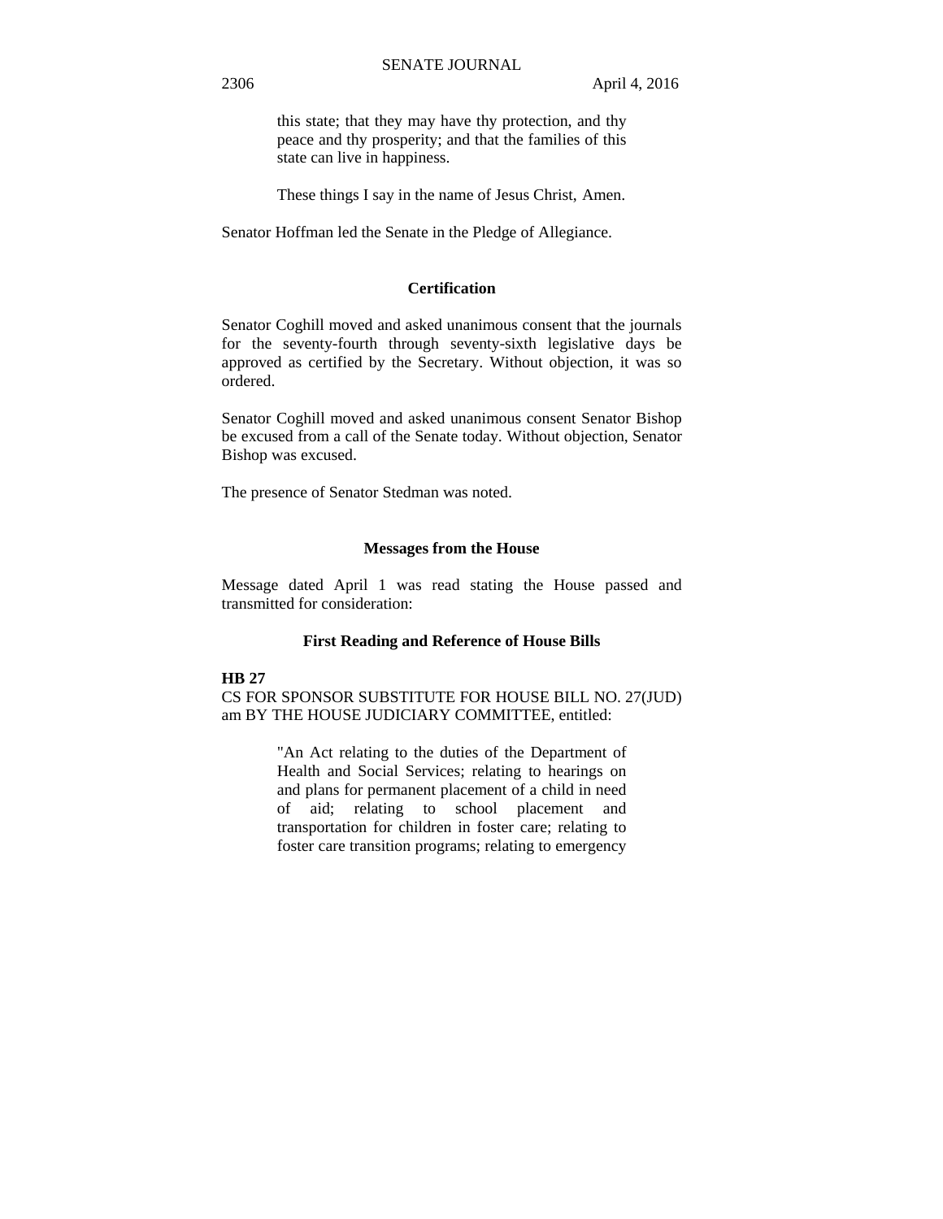this state; that they may have thy protection, and thy peace and thy prosperity; and that the families of this state can live in happiness.

These things I say in the name of Jesus Christ, Amen.

Senator Hoffman led the Senate in the Pledge of Allegiance.

## Certification

Senator Coghill moved and asked unanimous consent that the journals for the seventy-fourth through seventy-sixth legislative days be approved as certified by the Secretary. Without objection, it was so ordered.

Senator Coghill moved and asked unanimous consent Senator Bishop be excused from a call of the Senate today. Without objection, Senator Bishop was excused.

The presence of Senator Stedman was noted.

## Messages from the House

Message dated April 1 was read stating the House passed and transmitted for consideration:

## First Reading and Reference of House Bills

**HB 27**

CS FOR SPONSOR SUBSTITUTE FOR HOUSE BILL NO. 27(JUD) am BY THE HOUSE JUDICIARY COMMITTEE, entitled:

"An Act relating to the duties of the Department of Health and Social Services; relating to hearings on and plans for permanent placement of a child in need of aid; relating to school placement and transportation for children in foster care; relating to foster care transition programs; relating to emergency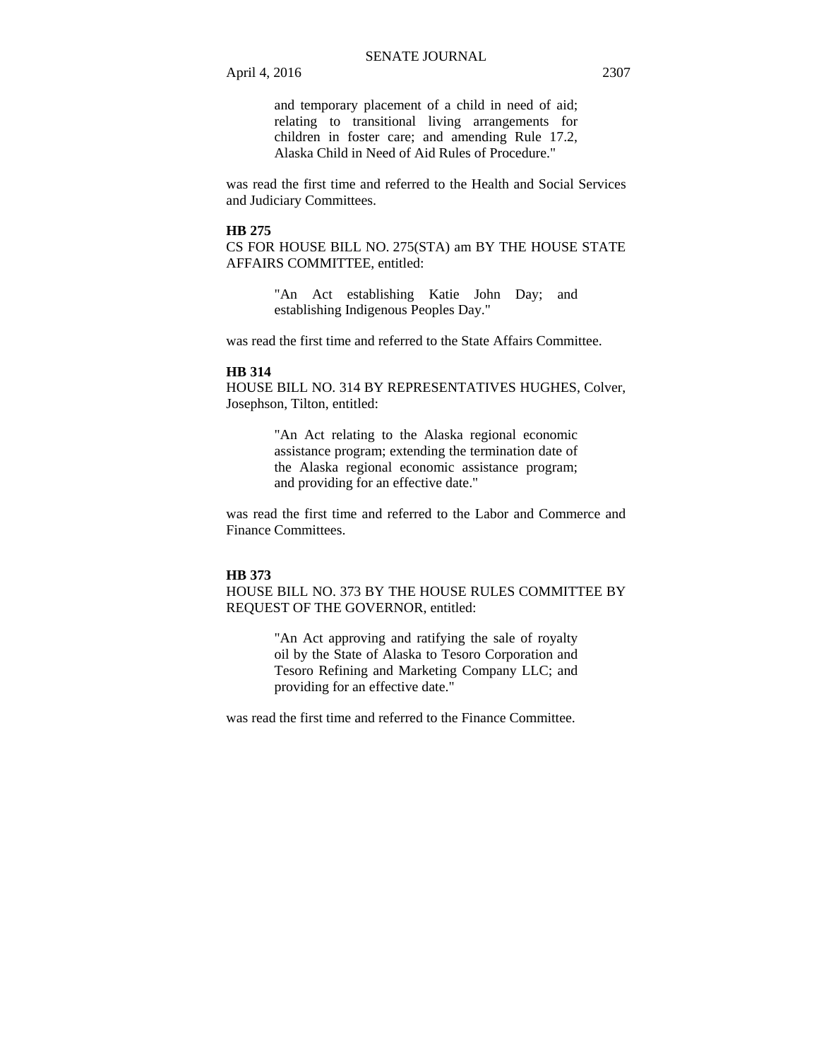and temporary placement of a child in need of aid; relating to transitional living arrangements for children in foster care; and amending Rule 17.2, Alaska Child in Need of Aid Rules of Procedure."

was read the first time and referred to the Health and Social Services and Judiciary Committees.

**HB 275**

CS FOR HOUSE BILL NO. 275(STA) am BY THE HOUSE STATE AFFAIRS COMMITTEE, entitled:

> "An Act establishing Katie John Day; and establishing Indigenous Peoples Day."

was read the first time and referred to the State Affairs Committee.

**HB 314**

HOUSE BILL NO. 314 BY REPRESENTATIVES HUGHES, Colver, Josephson, Tilton, entitled:

> "An Act relating to the Alaska regional economic assistance program; extending the termination date of the Alaska regional economic assistance program; and providing for an effective date."

was read the first time and referred to the Labor and Commerce and Finance Committees.

**HB 373**

HOUSE BILL NO. 373 BY THE HOUSE RULES COMMITTEE BY REQUEST OF THE GOVERNOR, entitled:

> "An Act approving and ratifying the sale of royalty oil by the State of Alaska to Tesoro Corporation and Tesoro Refining and Marketing Company LLC; and providing for an effective date."

was read the first time and referred to the Finance Committee.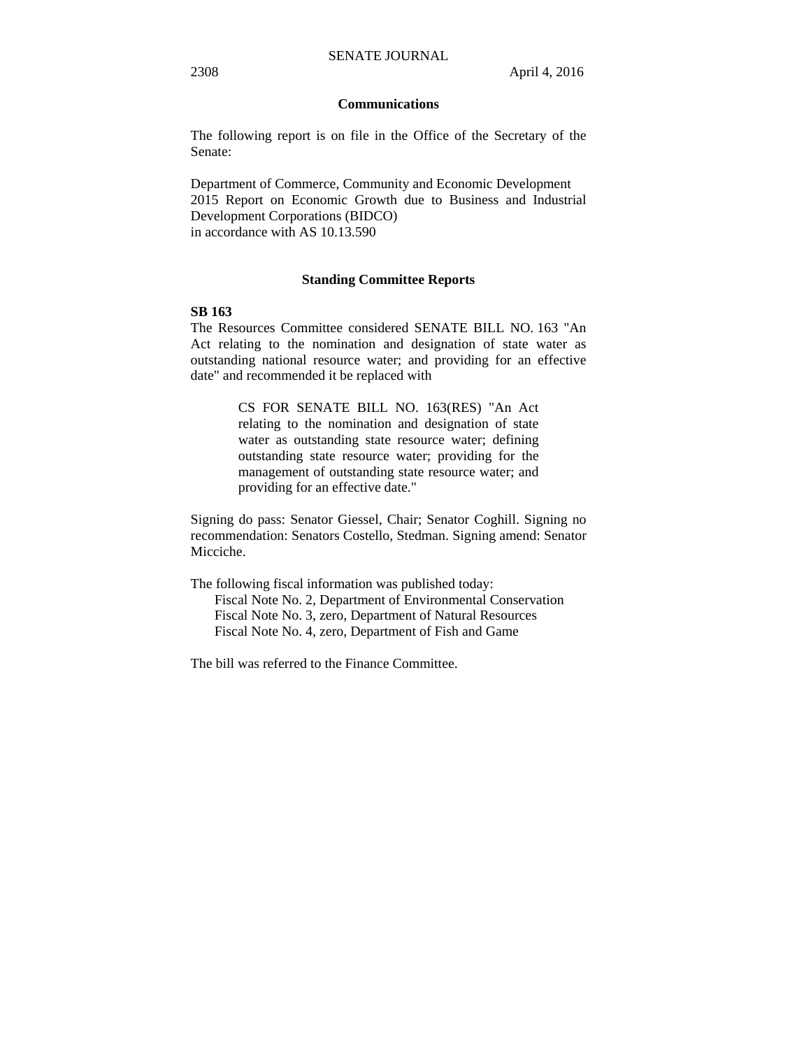## Communications

The following report is on file in the Office of the Secretary of the Senate:

Department of Commerce, Community and Economic Development
2015 Report on Economic Growth due to Business and Industrial Development Corporations (BIDCO)
in accordance with AS 10.13.590

## Standing Committee Reports

**SB 163**
The Resources Committee considered SENATE BILL NO. 163 "An Act relating to the nomination and designation of state water as outstanding national resource water; and providing for an effective date" and recommended it be replaced with

> CS FOR SENATE BILL NO. 163(RES) "An Act relating to the nomination and designation of state water as outstanding state resource water; defining outstanding state resource water; providing for the management of outstanding state resource water; and providing for an effective date."

Signing do pass: Senator Giessel, Chair; Senator Coghill. Signing no recommendation: Senators Costello, Stedman. Signing amend: Senator Micciche.

The following fiscal information was published today:
- Fiscal Note No. 2, Department of Environmental Conservation
- Fiscal Note No. 3, zero, Department of Natural Resources
- Fiscal Note No. 4, zero, Department of Fish and Game

The bill was referred to the Finance Committee.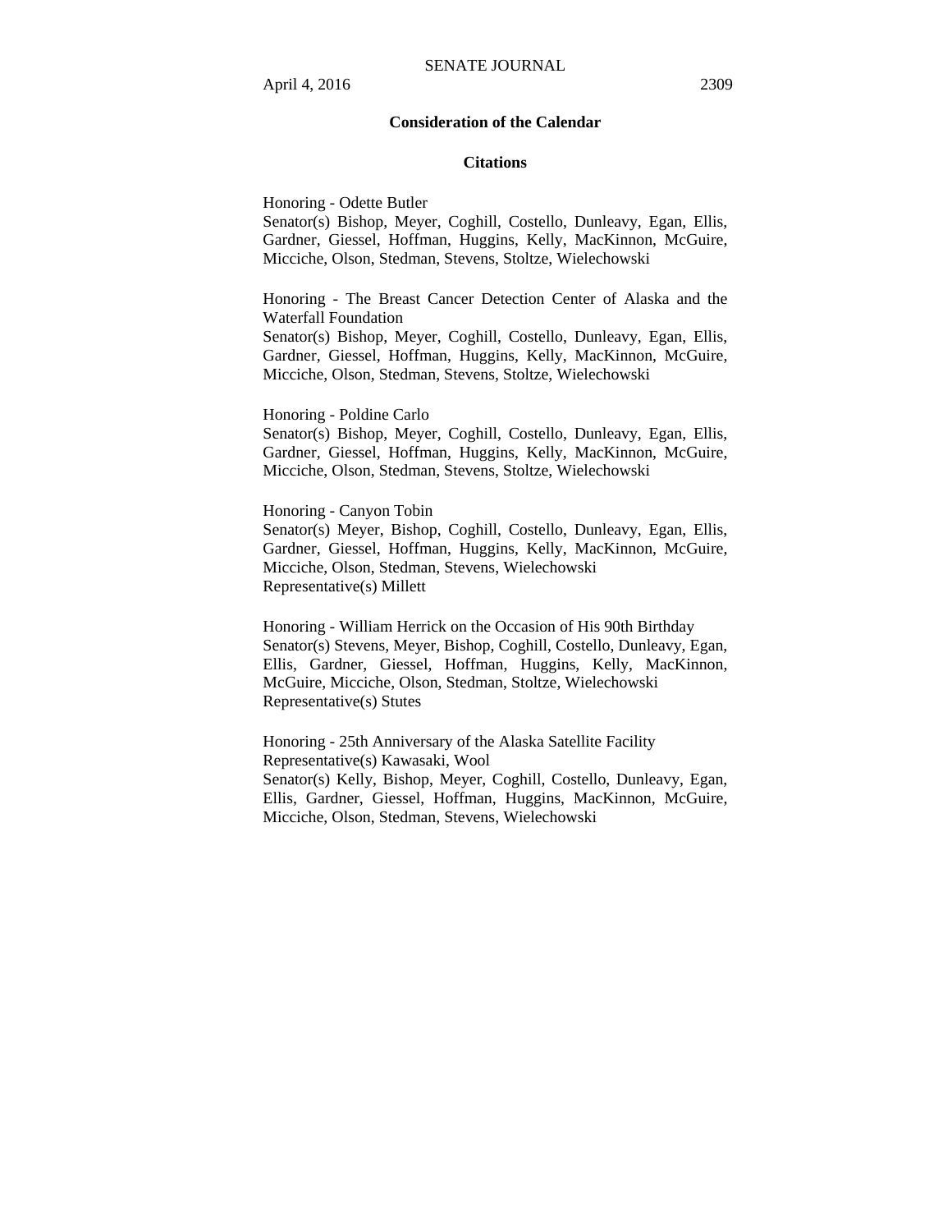## Consideration of the Calendar

### Citations

Honoring - Odette Butler
Senator(s) Bishop, Meyer, Coghill, Costello, Dunleavy, Egan, Ellis, Gardner, Giessel, Hoffman, Huggins, Kelly, MacKinnon, McGuire, Micciche, Olson, Stedman, Stevens, Stoltze, Wielechowski

Honoring - The Breast Cancer Detection Center of Alaska and the Waterfall Foundation
Senator(s) Bishop, Meyer, Coghill, Costello, Dunleavy, Egan, Ellis, Gardner, Giessel, Hoffman, Huggins, Kelly, MacKinnon, McGuire, Micciche, Olson, Stedman, Stevens, Stoltze, Wielechowski

Honoring - Poldine Carlo
Senator(s) Bishop, Meyer, Coghill, Costello, Dunleavy, Egan, Ellis, Gardner, Giessel, Hoffman, Huggins, Kelly, MacKinnon, McGuire, Micciche, Olson, Stedman, Stevens, Stoltze, Wielechowski

Honoring - Canyon Tobin
Senator(s) Meyer, Bishop, Coghill, Costello, Dunleavy, Egan, Ellis, Gardner, Giessel, Hoffman, Huggins, Kelly, MacKinnon, McGuire, Micciche, Olson, Stedman, Stevens, Wielechowski
Representative(s) Millett

Honoring - William Herrick on the Occasion of His 90th Birthday
Senator(s) Stevens, Meyer, Bishop, Coghill, Costello, Dunleavy, Egan, Ellis, Gardner, Giessel, Hoffman, Huggins, Kelly, MacKinnon, McGuire, Micciche, Olson, Stedman, Stoltze, Wielechowski
Representative(s) Stutes

Honoring - 25th Anniversary of the Alaska Satellite Facility
Representative(s) Kawasaki, Wool
Senator(s) Kelly, Bishop, Meyer, Coghill, Costello, Dunleavy, Egan, Ellis, Gardner, Giessel, Hoffman, Huggins, MacKinnon, McGuire, Micciche, Olson, Stedman, Stevens, Wielechowski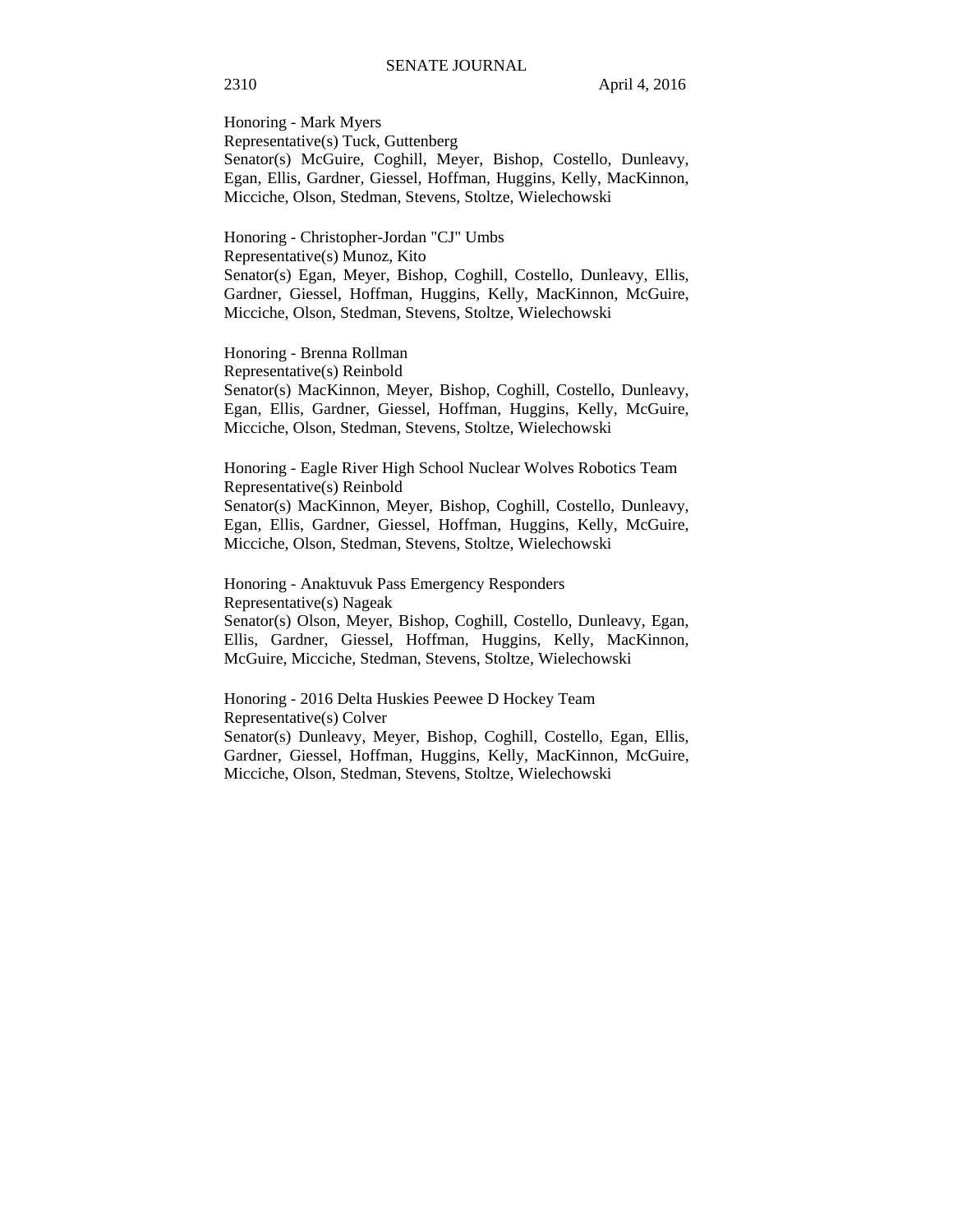Honoring - Mark Myers
Representative(s) Tuck, Guttenberg
Senator(s) McGuire, Coghill, Meyer, Bishop, Costello, Dunleavy, Egan, Ellis, Gardner, Giessel, Hoffman, Huggins, Kelly, MacKinnon, Micciche, Olson, Stedman, Stevens, Stoltze, Wielechowski

Honoring - Christopher-Jordan "CJ" Umbs
Representative(s) Munoz, Kito
Senator(s) Egan, Meyer, Bishop, Coghill, Costello, Dunleavy, Ellis, Gardner, Giessel, Hoffman, Huggins, Kelly, MacKinnon, McGuire, Micciche, Olson, Stedman, Stevens, Stoltze, Wielechowski

Honoring - Brenna Rollman
Representative(s) Reinbold
Senator(s) MacKinnon, Meyer, Bishop, Coghill, Costello, Dunleavy, Egan, Ellis, Gardner, Giessel, Hoffman, Huggins, Kelly, McGuire, Micciche, Olson, Stedman, Stevens, Stoltze, Wielechowski

Honoring - Eagle River High School Nuclear Wolves Robotics Team
Representative(s) Reinbold
Senator(s) MacKinnon, Meyer, Bishop, Coghill, Costello, Dunleavy, Egan, Ellis, Gardner, Giessel, Hoffman, Huggins, Kelly, McGuire, Micciche, Olson, Stedman, Stevens, Stoltze, Wielechowski

Honoring - Anaktuvuk Pass Emergency Responders
Representative(s) Nageak
Senator(s) Olson, Meyer, Bishop, Coghill, Costello, Dunleavy, Egan, Ellis, Gardner, Giessel, Hoffman, Huggins, Kelly, MacKinnon, McGuire, Micciche, Stedman, Stevens, Stoltze, Wielechowski

Honoring - 2016 Delta Huskies Peewee D Hockey Team
Representative(s) Colver
Senator(s) Dunleavy, Meyer, Bishop, Coghill, Costello, Egan, Ellis, Gardner, Giessel, Hoffman, Huggins, Kelly, MacKinnon, McGuire, Micciche, Olson, Stedman, Stevens, Stoltze, Wielechowski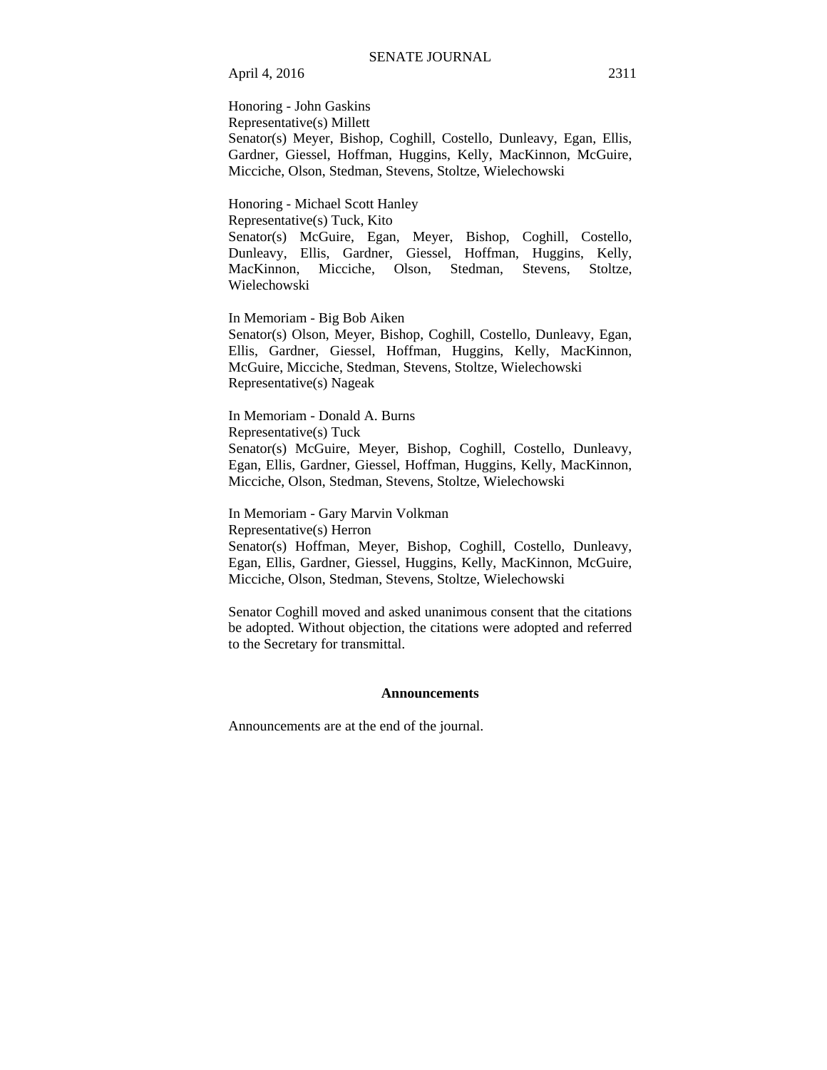Honoring - John Gaskins
Representative(s) Millett
Senator(s) Meyer, Bishop, Coghill, Costello, Dunleavy, Egan, Ellis, Gardner, Giessel, Hoffman, Huggins, Kelly, MacKinnon, McGuire, Micciche, Olson, Stedman, Stevens, Stoltze, Wielechowski

Honoring - Michael Scott Hanley
Representative(s) Tuck, Kito
Senator(s) McGuire, Egan, Meyer, Bishop, Coghill, Costello, Dunleavy, Ellis, Gardner, Giessel, Hoffman, Huggins, Kelly, MacKinnon, Micciche, Olson, Stedman, Stevens, Stoltze, Wielechowski

In Memoriam - Big Bob Aiken
Senator(s) Olson, Meyer, Bishop, Coghill, Costello, Dunleavy, Egan, Ellis, Gardner, Giessel, Hoffman, Huggins, Kelly, MacKinnon, McGuire, Micciche, Stedman, Stevens, Stoltze, Wielechowski
Representative(s) Nageak

In Memoriam - Donald A. Burns
Representative(s) Tuck
Senator(s) McGuire, Meyer, Bishop, Coghill, Costello, Dunleavy, Egan, Ellis, Gardner, Giessel, Hoffman, Huggins, Kelly, MacKinnon, Micciche, Olson, Stedman, Stevens, Stoltze, Wielechowski

In Memoriam - Gary Marvin Volkman
Representative(s) Herron
Senator(s) Hoffman, Meyer, Bishop, Coghill, Costello, Dunleavy, Egan, Ellis, Gardner, Giessel, Huggins, Kelly, MacKinnon, McGuire, Micciche, Olson, Stedman, Stevens, Stoltze, Wielechowski

Senator Coghill moved and asked unanimous consent that the citations be adopted. Without objection, the citations were adopted and referred to the Secretary for transmittal.

## Announcements

Announcements are at the end of the journal.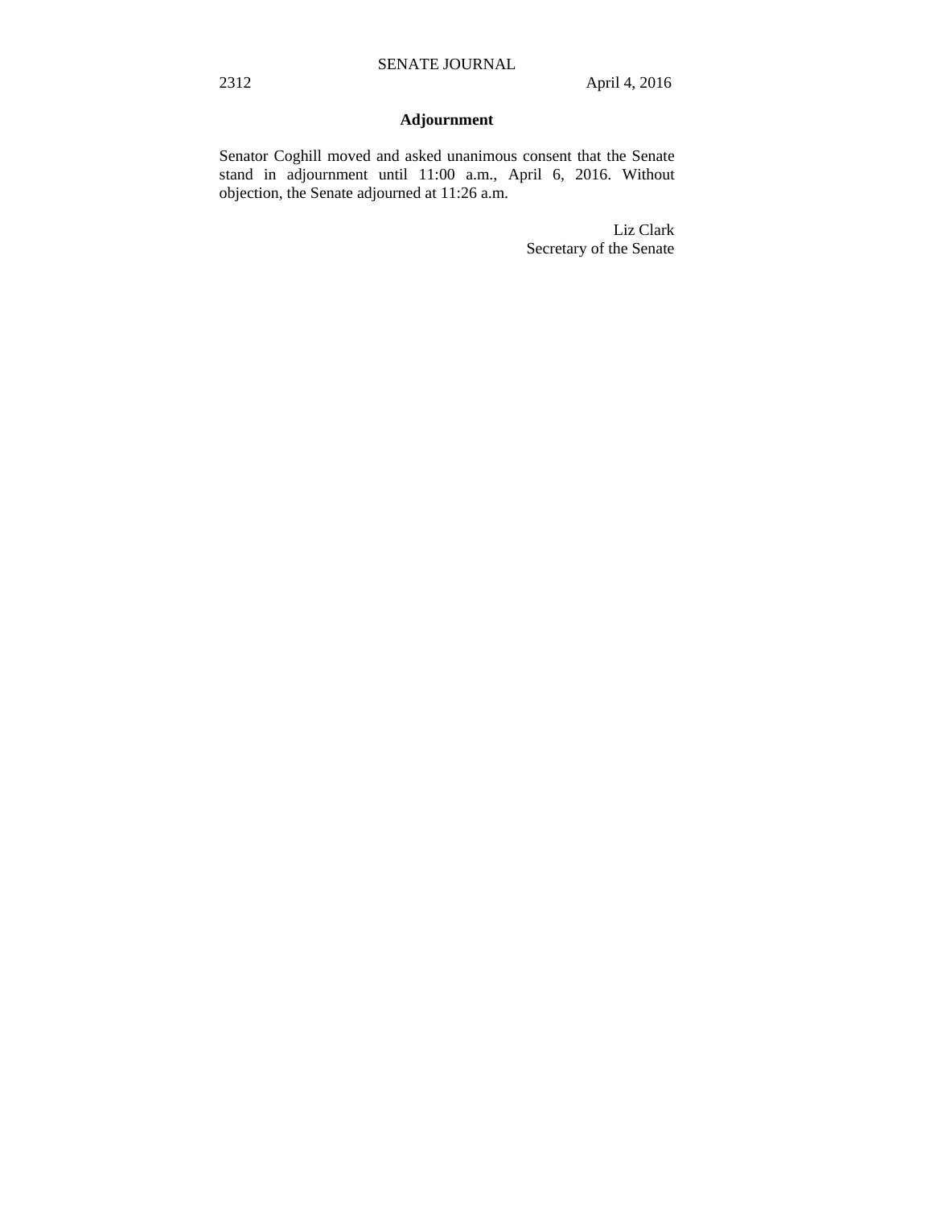## Adjournment

Senator Coghill moved and asked unanimous consent that the Senate stand in adjournment until 11:00 a.m., April 6, 2016. Without objection, the Senate adjourned at 11:26 a.m.

Liz Clark
Secretary of the Senate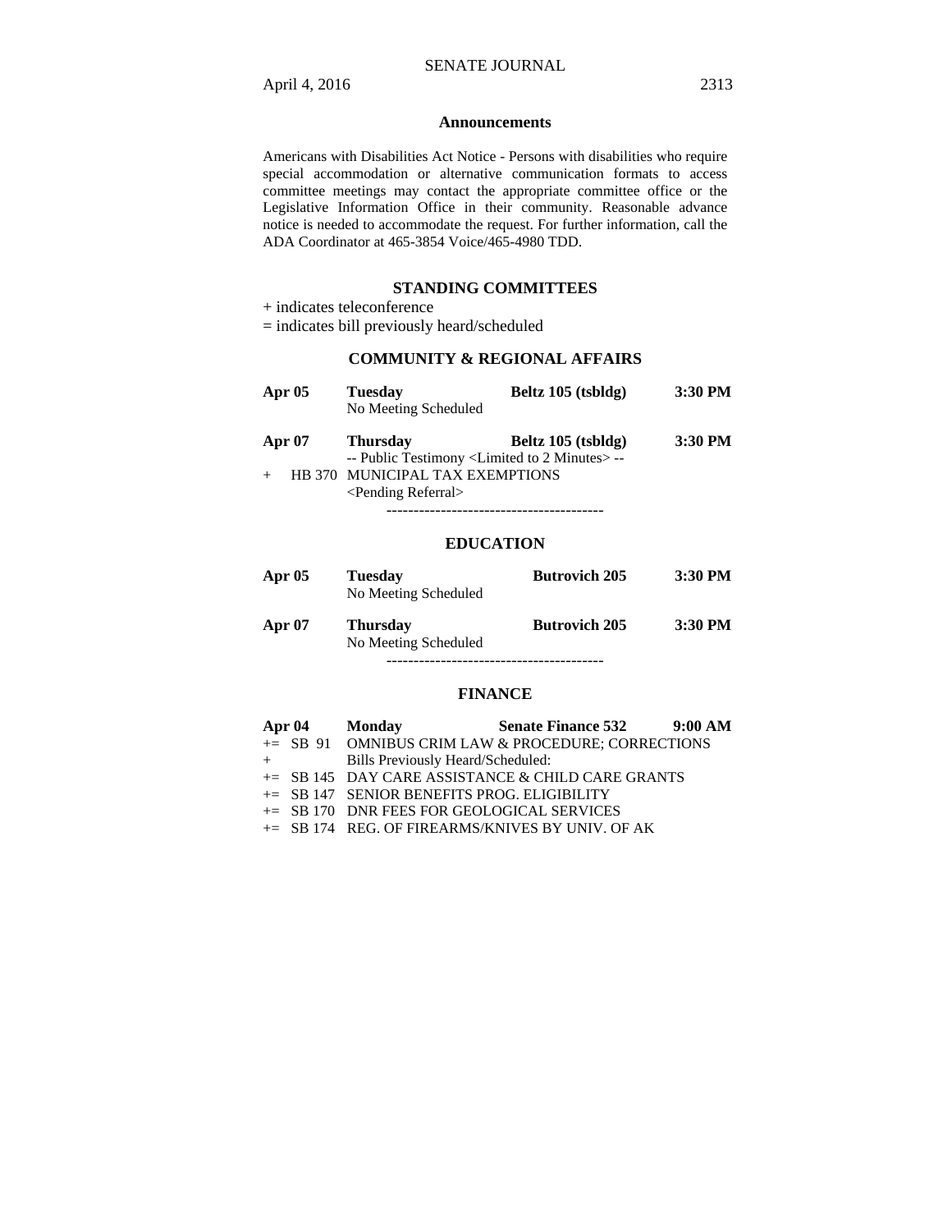## Announcements

Americans with Disabilities Act Notice - Persons with disabilities who require special accommodation or alternative communication formats to access committee meetings may contact the appropriate committee office or the Legislative Information Office in their community. Reasonable advance notice is needed to accommodate the request. For further information, call the ADA Coordinator at 465-3854 Voice/465-4980 TDD.

## STANDING COMMITTEES

+ indicates teleconference

= indicates bill previously heard/scheduled

### COMMUNITY & REGIONAL AFFAIRS

**Apr 05** **Tuesday** **Beltz 105 (tsbldg)** **3:30 PM**
No Meeting Scheduled

**Apr 07** **Thursday** **Beltz 105 (tsbldg)** **3:30 PM**
-- Public Testimony <Limited to 2 Minutes> --
\+ HB 370 MUNICIPAL TAX EXEMPTIONS
<Pending Referral>

----------------------------------------

### EDUCATION

**Apr 05** **Tuesday** **Butrovich 205** **3:30 PM**
No Meeting Scheduled

**Apr 07** **Thursday** **Butrovich 205** **3:30 PM**
No Meeting Scheduled

----------------------------------------

### FINANCE

**Apr 04** **Monday** **Senate Finance 532** **9:00 AM**
+= SB 91 OMNIBUS CRIM LAW & PROCEDURE; CORRECTIONS
\+ Bills Previously Heard/Scheduled:
+= SB 145 DAY CARE ASSISTANCE & CHILD CARE GRANTS
+= SB 147 SENIOR BENEFITS PROG. ELIGIBILITY
+= SB 170 DNR FEES FOR GEOLOGICAL SERVICES
+= SB 174 REG. OF FIREARMS/KNIVES BY UNIV. OF AK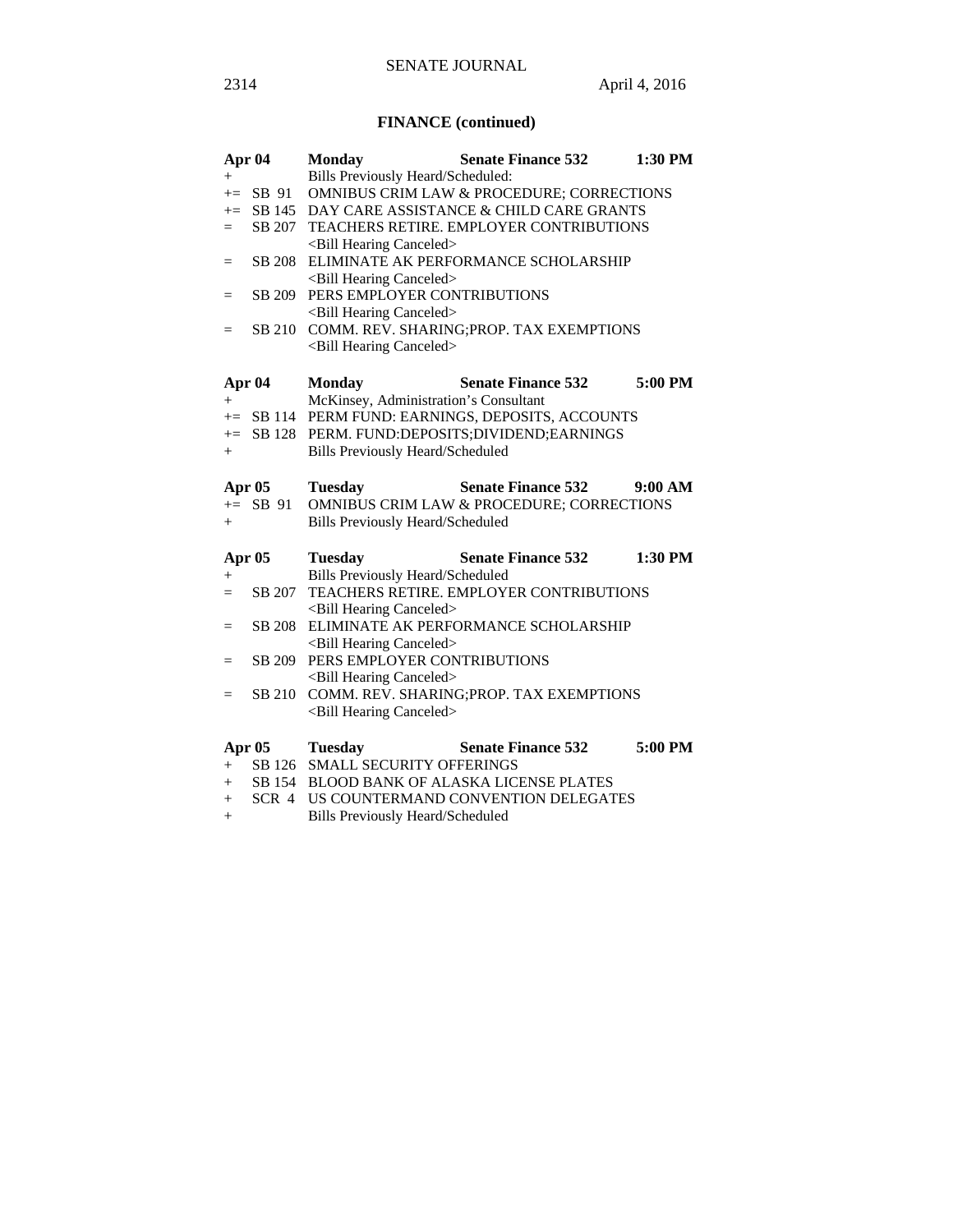## FINANCE (continued)

| | | | |
|---|---|---|---|
| **Apr 04** | **Monday** | **Senate Finance 532** | **1:30 PM** |
| + | | Bills Previously Heard/Scheduled: | |
| += | SB 91 | OMNIBUS CRIM LAW & PROCEDURE; CORRECTIONS | |
| += | SB 145 | DAY CARE ASSISTANCE & CHILD CARE GRANTS | |
| = | SB 207 | TEACHERS RETIRE. EMPLOYER CONTRIBUTIONS <Bill Hearing Canceled> | |
| = | SB 208 | ELIMINATE AK PERFORMANCE SCHOLARSHIP <Bill Hearing Canceled> | |
| = | SB 209 | PERS EMPLOYER CONTRIBUTIONS <Bill Hearing Canceled> | |
| = | SB 210 | COMM. REV. SHARING;PROP. TAX EXEMPTIONS <Bill Hearing Canceled> | |

| | | | |
|---|---|---|---|
| **Apr 04** | **Monday** | **Senate Finance 532** | **5:00 PM** |
| + | | McKinsey, Administration's Consultant | |
| += | SB 114 | PERM FUND: EARNINGS, DEPOSITS, ACCOUNTS | |
| += | SB 128 | PERM. FUND:DEPOSITS;DIVIDEND;EARNINGS | |
| + | | Bills Previously Heard/Scheduled | |

| | | | |
|---|---|---|---|
| **Apr 05** | **Tuesday** | **Senate Finance 532** | **9:00 AM** |
| += | SB 91 | OMNIBUS CRIM LAW & PROCEDURE; CORRECTIONS | |
| + | | Bills Previously Heard/Scheduled | |

| | | | |
|---|---|---|---|
| **Apr 05** | **Tuesday** | **Senate Finance 532** | **1:30 PM** |
| + | | Bills Previously Heard/Scheduled | |
| = | SB 207 | TEACHERS RETIRE. EMPLOYER CONTRIBUTIONS <Bill Hearing Canceled> | |
| = | SB 208 | ELIMINATE AK PERFORMANCE SCHOLARSHIP <Bill Hearing Canceled> | |
| = | SB 209 | PERS EMPLOYER CONTRIBUTIONS <Bill Hearing Canceled> | |
| = | SB 210 | COMM. REV. SHARING;PROP. TAX EXEMPTIONS <Bill Hearing Canceled> | |

| | | | |
|---|---|---|---|
| **Apr 05** | **Tuesday** | **Senate Finance 532** | **5:00 PM** |
| + | SB 126 | SMALL SECURITY OFFERINGS | |
| + | SB 154 | BLOOD BANK OF ALASKA LICENSE PLATES | |
| + | SCR 4 | US COUNTERMAND CONVENTION DELEGATES | |
| + | | Bills Previously Heard/Scheduled | |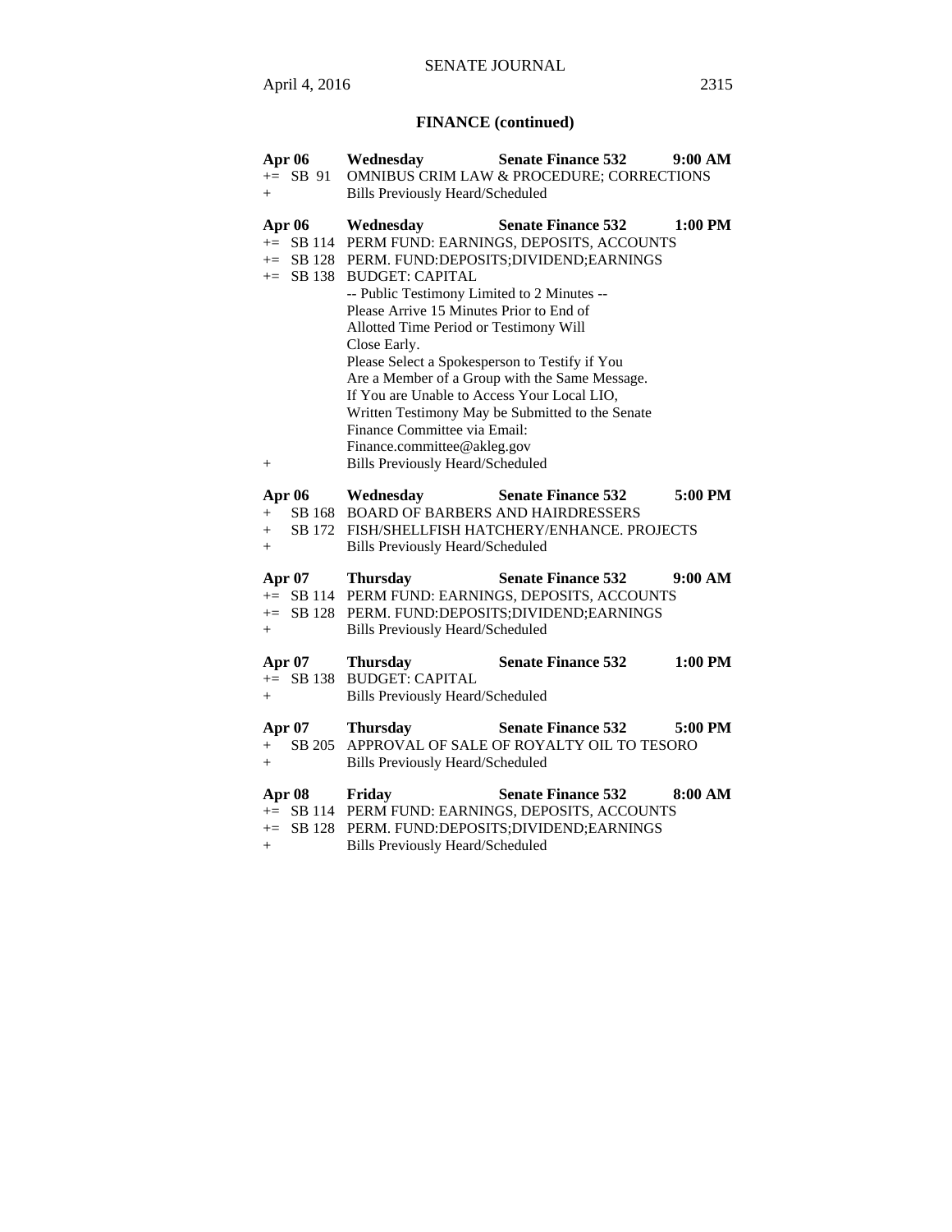## FINANCE (continued)

**Apr 06 Wednesday Senate Finance 532 9:00 AM**

+= SB 91 OMNIBUS CRIM LAW & PROCEDURE; CORRECTIONS

+ Bills Previously Heard/Scheduled

**Apr 06 Wednesday Senate Finance 532 1:00 PM**

+= SB 114 PERM FUND: EARNINGS, DEPOSITS, ACCOUNTS

+= SB 128 PERM. FUND:DEPOSITS;DIVIDEND;EARNINGS

+= SB 138 BUDGET: CAPITAL

-- Public Testimony Limited to 2 Minutes --
Please Arrive 15 Minutes Prior to End of Allotted Time Period or Testimony Will Close Early.
Please Select a Spokesperson to Testify if You Are a Member of a Group with the Same Message.
If You are Unable to Access Your Local LIO, Written Testimony May be Submitted to the Senate Finance Committee via Email:
Finance.committee@akleg.gov

+ Bills Previously Heard/Scheduled

**Apr 06 Wednesday Senate Finance 532 5:00 PM**

+ SB 168 BOARD OF BARBERS AND HAIRDRESSERS

+ SB 172 FISH/SHELLFISH HATCHERY/ENHANCE. PROJECTS

+ Bills Previously Heard/Scheduled

**Apr 07 Thursday Senate Finance 532 9:00 AM**

+= SB 114 PERM FUND: EARNINGS, DEPOSITS, ACCOUNTS

+= SB 128 PERM. FUND:DEPOSITS;DIVIDEND;EARNINGS

+ Bills Previously Heard/Scheduled

**Apr 07 Thursday Senate Finance 532 1:00 PM**

+= SB 138 BUDGET: CAPITAL

+ Bills Previously Heard/Scheduled

**Apr 07 Thursday Senate Finance 532 5:00 PM**

+ SB 205 APPROVAL OF SALE OF ROYALTY OIL TO TESORO

+ Bills Previously Heard/Scheduled

**Apr 08 Friday Senate Finance 532 8:00 AM**

+= SB 114 PERM FUND: EARNINGS, DEPOSITS, ACCOUNTS

+= SB 128 PERM. FUND:DEPOSITS;DIVIDEND;EARNINGS

+ Bills Previously Heard/Scheduled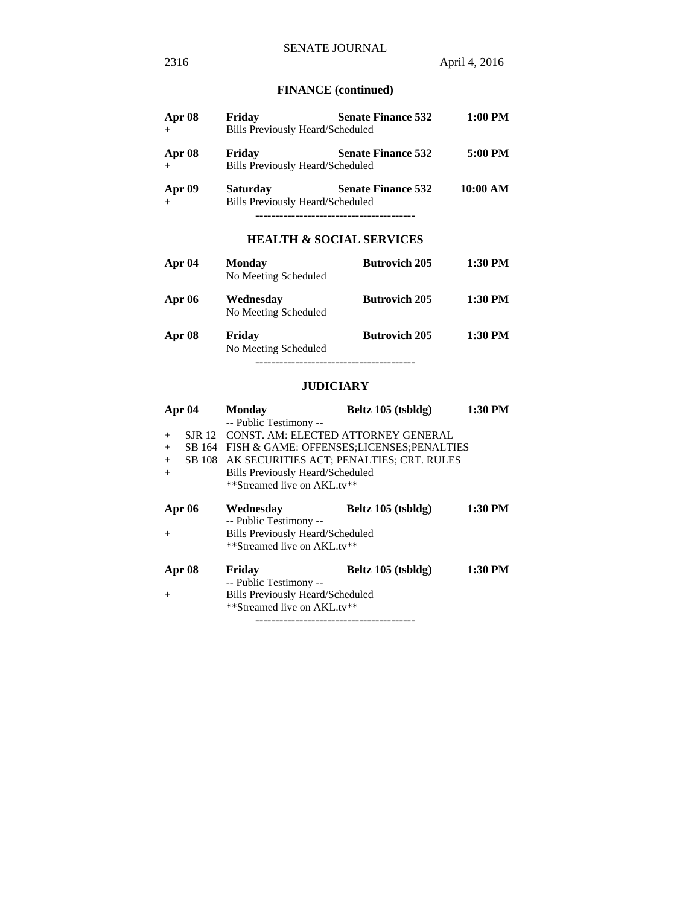## FINANCE (continued)

**Apr 08** **Friday** **Senate Finance 532** **1:00 PM**
\+ Bills Previously Heard/Scheduled

**Apr 08** **Friday** **Senate Finance 532** **5:00 PM**
\+ Bills Previously Heard/Scheduled

**Apr 09** **Saturday** **Senate Finance 532** **10:00 AM**
\+ Bills Previously Heard/Scheduled

----------------------------------------

## HEALTH & SOCIAL SERVICES

**Apr 04** **Monday** **Butrovich 205** **1:30 PM**
No Meeting Scheduled

**Apr 06** **Wednesday** **Butrovich 205** **1:30 PM**
No Meeting Scheduled

**Apr 08** **Friday** **Butrovich 205** **1:30 PM**
No Meeting Scheduled

----------------------------------------

## JUDICIARY

**Apr 04** **Monday** **Beltz 105 (tsbldg)** **1:30 PM**
-- Public Testimony --
\+ SJR 12 CONST. AM: ELECTED ATTORNEY GENERAL
\+ SB 164 FISH & GAME: OFFENSES;LICENSES;PENALTIES
\+ SB 108 AK SECURITIES ACT; PENALTIES; CRT. RULES
\+ Bills Previously Heard/Scheduled
**Streamed live on AKL.tv**

**Apr 06** **Wednesday** **Beltz 105 (tsbldg)** **1:30 PM**
-- Public Testimony --
\+ Bills Previously Heard/Scheduled
**Streamed live on AKL.tv**

**Apr 08** **Friday** **Beltz 105 (tsbldg)** **1:30 PM**
-- Public Testimony --
\+ Bills Previously Heard/Scheduled
**Streamed live on AKL.tv**

----------------------------------------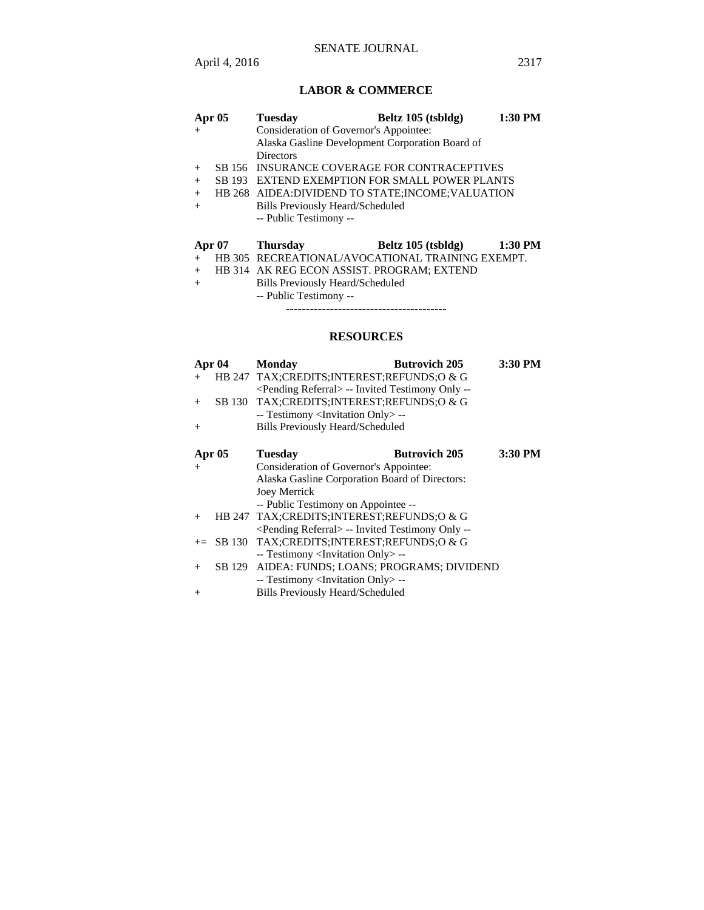## LABOR & COMMERCE

| | | | | |
|---|---|---|---|---|
| **Apr 05** | | **Tuesday** | **Beltz 105 (tsbldg)** | **1:30 PM** |
| + | | Consideration of Governor's Appointee: Alaska Gasline Development Corporation Board of Directors | | |
| + | SB 156 | INSURANCE COVERAGE FOR CONTRACEPTIVES | | |
| + | SB 193 | EXTEND EXEMPTION FOR SMALL POWER PLANTS | | |
| + | HB 268 | AIDEA:DIVIDEND TO STATE;INCOME;VALUATION | | |
| + | | Bills Previously Heard/Scheduled | | |
| | | -- Public Testimony -- | | |

| | | | | |
|---|---|---|---|---|
| **Apr 07** | | **Thursday** | **Beltz 105 (tsbldg)** | **1:30 PM** |
| + | HB 305 | RECREATIONAL/AVOCATIONAL TRAINING EXEMPT. | | |
| + | HB 314 | AK REG ECON ASSIST. PROGRAM; EXTEND | | |
| + | | Bills Previously Heard/Scheduled | | |
| | | -- Public Testimony -- | | |

----------------------------------------

## RESOURCES

| | | | | |
|---|---|---|---|---|
| **Apr 04** | | **Monday** | **Butrovich 205** | **3:30 PM** |
| + | HB 247 | TAX;CREDITS;INTEREST;REFUNDS;O & G | | |
| | | <Pending Referral> -- Invited Testimony Only -- | | |
| + | SB 130 | TAX;CREDITS;INTEREST;REFUNDS;O & G | | |
| | | -- Testimony <Invitation Only> -- | | |
| + | | Bills Previously Heard/Scheduled | | |

| | | | | |
|---|---|---|---|---|
| **Apr 05** | | **Tuesday** | **Butrovich 205** | **3:30 PM** |
| + | | Consideration of Governor's Appointee: Alaska Gasline Corporation Board of Directors: Joey Merrick | | |
| | | -- Public Testimony on Appointee -- | | |
| + | HB 247 | TAX;CREDITS;INTEREST;REFUNDS;O & G | | |
| | | <Pending Referral> -- Invited Testimony Only -- | | |
| += | SB 130 | TAX;CREDITS;INTEREST;REFUNDS;O & G | | |
| | | -- Testimony <Invitation Only> -- | | |
| + | SB 129 | AIDEA: FUNDS; LOANS; PROGRAMS; DIVIDEND | | |
| | | -- Testimony <Invitation Only> -- | | |
| + | | Bills Previously Heard/Scheduled | | |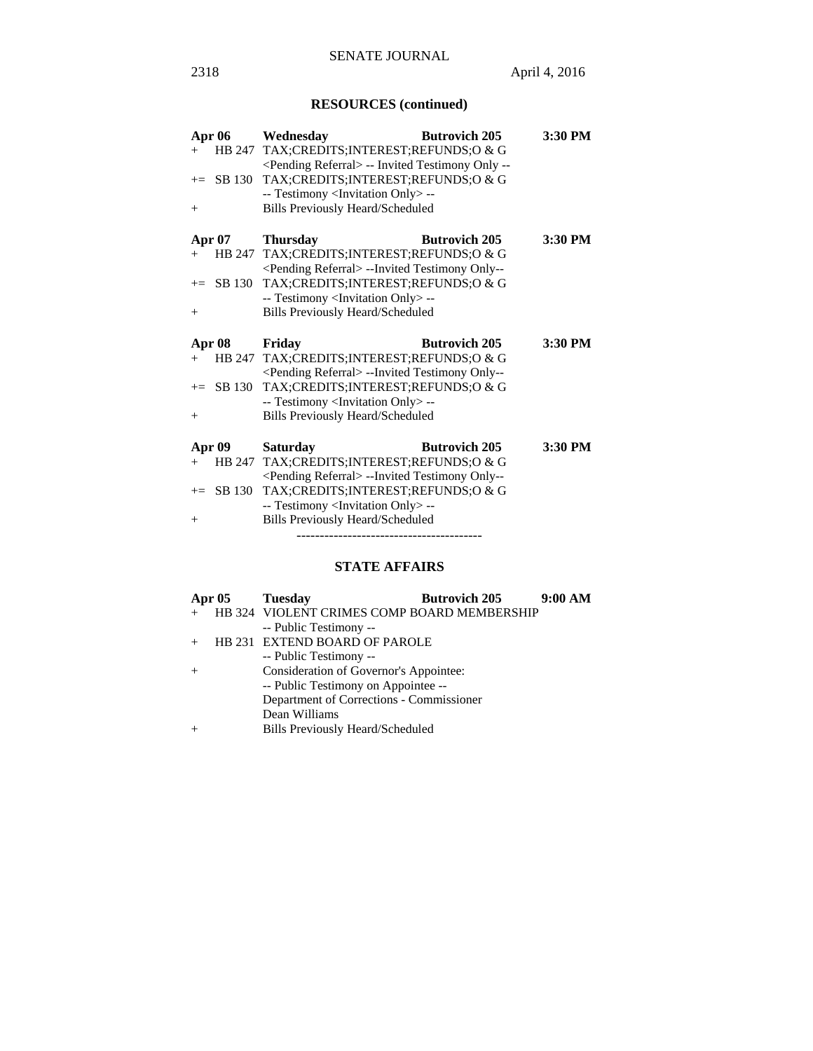## RESOURCES (continued)

**Apr 06 Wednesday Butrovich 205 3:30 PM**

+ HB 247 TAX;CREDITS;INTEREST;REFUNDS;O & G
  <Pending Referral> -- Invited Testimony Only --

+= SB 130 TAX;CREDITS;INTEREST;REFUNDS;O & G
  -- Testimony <Invitation Only> --

+ Bills Previously Heard/Scheduled

**Apr 07 Thursday Butrovich 205 3:30 PM**

+ HB 247 TAX;CREDITS;INTEREST;REFUNDS;O & G
  <Pending Referral> --Invited Testimony Only--

+= SB 130 TAX;CREDITS;INTEREST;REFUNDS;O & G
  -- Testimony <Invitation Only> --

+ Bills Previously Heard/Scheduled

**Apr 08 Friday Butrovich 205 3:30 PM**

+ HB 247 TAX;CREDITS;INTEREST;REFUNDS;O & G
  <Pending Referral> --Invited Testimony Only--

+= SB 130 TAX;CREDITS;INTEREST;REFUNDS;O & G
  -- Testimony <Invitation Only> --

+ Bills Previously Heard/Scheduled

**Apr 09 Saturday Butrovich 205 3:30 PM**

+ HB 247 TAX;CREDITS;INTEREST;REFUNDS;O & G
  <Pending Referral> --Invited Testimony Only--

+= SB 130 TAX;CREDITS;INTEREST;REFUNDS;O & G
  -- Testimony <Invitation Only> --

+ Bills Previously Heard/Scheduled

----------------------------------------

## STATE AFFAIRS

**Apr 05 Tuesday Butrovich 205 9:00 AM**

+ HB 324 VIOLENT CRIMES COMP BOARD MEMBERSHIP
  -- Public Testimony --

+ HB 231 EXTEND BOARD OF PAROLE
  -- Public Testimony --

+ Consideration of Governor's Appointee:
  -- Public Testimony on Appointee --
  Department of Corrections - Commissioner
  Dean Williams

+ Bills Previously Heard/Scheduled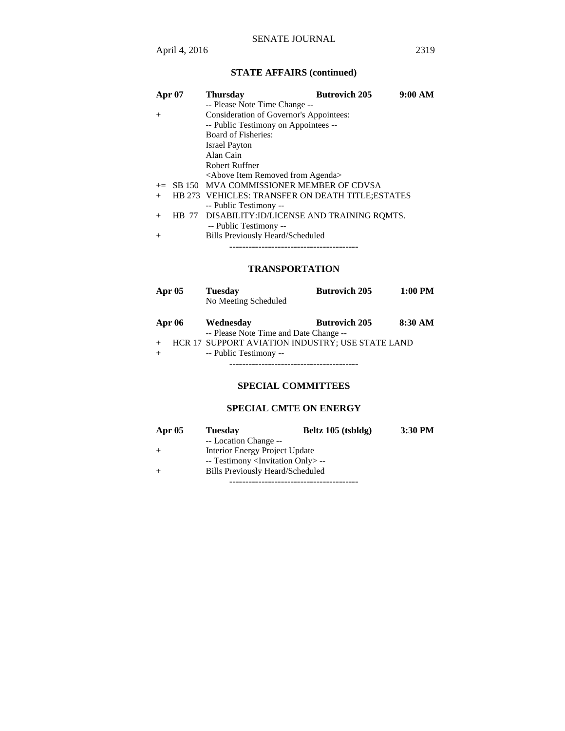## STATE AFFAIRS (continued)

| | | | | |
|---|---|---|---|---|
| **Apr 07** | | **Thursday** | **Butrovich 205** | **9:00 AM** |
| | | -- Please Note Time Change -- | | |
| + | | Consideration of Governor's Appointees: | | |
| | | -- Public Testimony on Appointees -- | | |
| | | Board of Fisheries: | | |
| | | Israel Payton | | |
| | | Alan Cain | | |
| | | Robert Ruffner | | |
| | | <Above Item Removed from Agenda> | | |
| += | SB 150 | MVA COMMISSIONER MEMBER OF CDVSA | | |
| + | HB 273 | VEHICLES: TRANSFER ON DEATH TITLE;ESTATES | | |
| | | -- Public Testimony -- | | |
| + | HB 77 | DISABILITY:ID/LICENSE AND TRAINING RQMTS. | | |
| | | -- Public Testimony -- | | |
| + | | Bills Previously Heard/Scheduled | | |

----------------------------------------

## TRANSPORTATION

| | | | | |
|---|---|---|---|---|
| **Apr 05** | | **Tuesday** | **Butrovich 205** | **1:00 PM** |
| | | No Meeting Scheduled | | |
| **Apr 06** | | **Wednesday** | **Butrovich 205** | **8:30 AM** |
| | | -- Please Note Time and Date Change -- | | |
| + | HCR 17 | SUPPORT AVIATION INDUSTRY; USE STATE LAND | | |
| + | | -- Public Testimony -- | | |

----------------------------------------

## SPECIAL COMMITTEES

## SPECIAL CMTE ON ENERGY

| | | | | |
|---|---|---|---|---|
| **Apr 05** | | **Tuesday** | **Beltz 105 (tsbldg)** | **3:30 PM** |
| | | -- Location Change -- | | |
| + | | Interior Energy Project Update | | |
| | | -- Testimony <Invitation Only> -- | | |
| + | | Bills Previously Heard/Scheduled | | |

----------------------------------------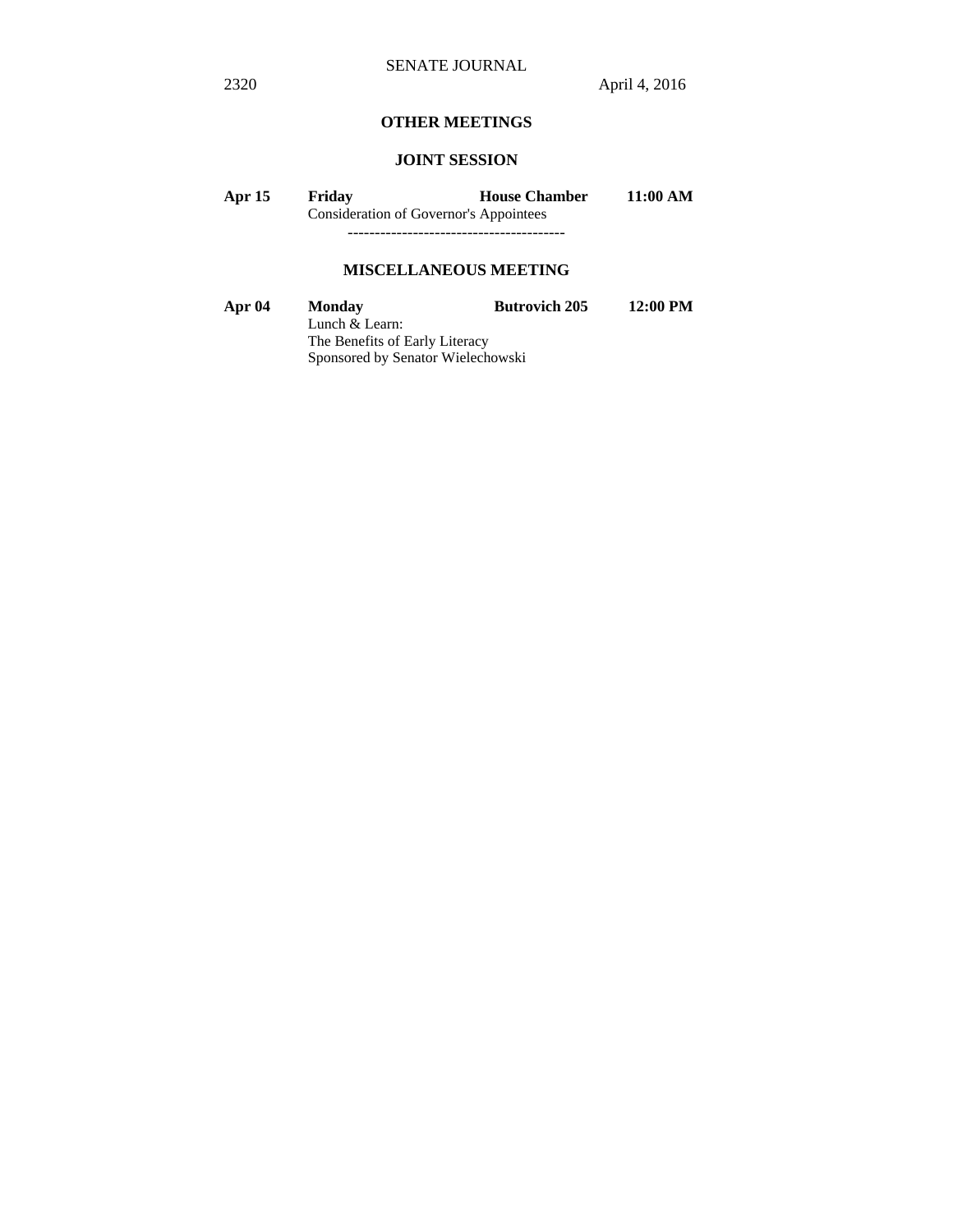## OTHER MEETINGS

### JOINT SESSION

| | | | |
|---|---|---|---|
| **Apr 15** | **Friday** | **House Chamber** | **11:00 AM** |
| | Consideration of Governor's Appointees | | |

----------------------------------------

### MISCELLANEOUS MEETING

| | | | |
|---|---|---|---|
| **Apr 04** | **Monday** | **Butrovich 205** | **12:00 PM** |
| | Lunch & Learn:<br>The Benefits of Early Literacy<br>Sponsored by Senator Wielechowski | | |